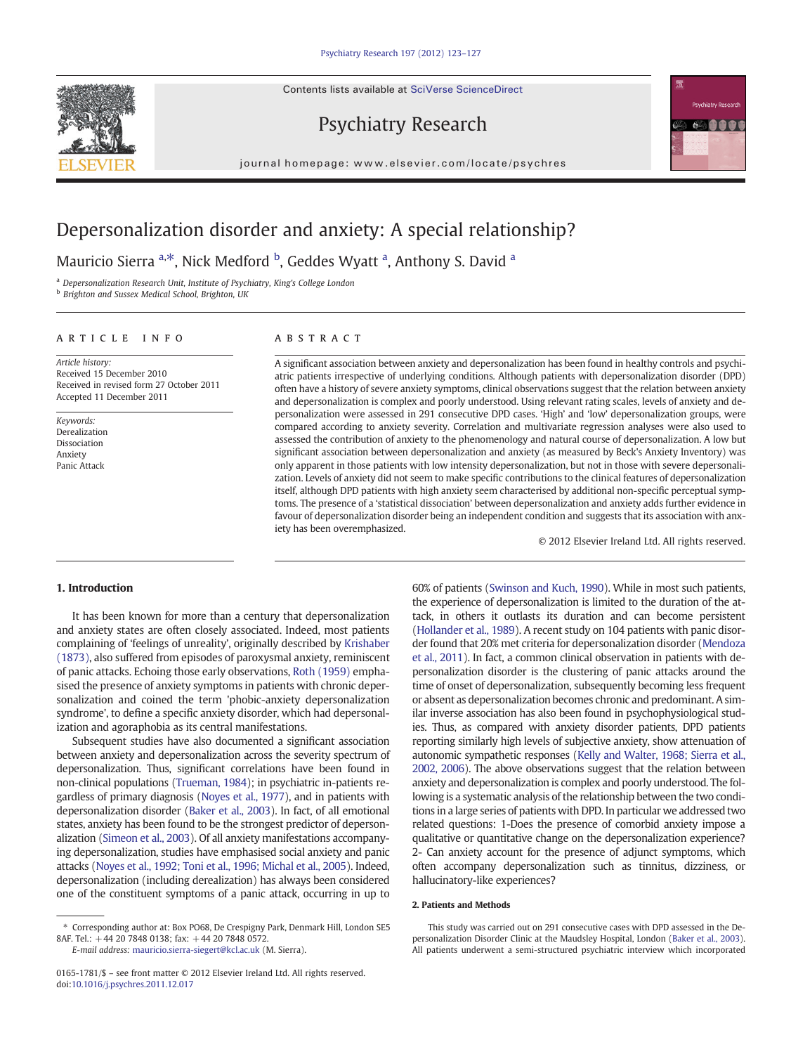# Depersonalization disorder and anxiety: A special relationship?

Mauricio Sierra [a,*], Nick Medford [b], Geddes Wyatt [a], Anthony S. David [a]

[a] Depersonalization Research Unit, Institute of Psychiatry, King's College London

[b] Brighton and Sussex Medical School, Brighton, UK

## ARTICLE INFO

*Article history:*
Received 15 December 2010
Received in revised form 27 October 2011
Accepted 11 December 2011

*Keywords:*
Derealization
Dissociation
Anxiety
Panic Attack

## ABSTRACT

A significant association between anxiety and depersonalization has been found in healthy controls and psychiatric patients irrespective of underlying conditions. Although patients with depersonalization disorder (DPD) often have a history of severe anxiety symptoms, clinical observations suggest that the relation between anxiety and depersonalization is complex and poorly understood. Using relevant rating scales, levels of anxiety and depersonalization were assessed in 291 consecutive DPD cases. 'High' and 'low' depersonalization groups, were compared according to anxiety severity. Correlation and multivariate regression analyses were also used to assessed the contribution of anxiety to the phenomenology and natural course of depersonalization. A low but significant association between depersonalization and anxiety (as measured by Beck's Anxiety Inventory) was only apparent in those patients with low intensity depersonalization, but not in those with severe depersonalization. Levels of anxiety did not seem to make specific contributions to the clinical features of depersonalization itself, although DPD patients with high anxiety seem characterised by additional non-specific perceptual symptoms. The presence of a 'statistical dissociation' between depersonalization and anxiety adds further evidence in favour of depersonalization disorder being an independent condition and suggests that its association with anxiety has been overemphasized.

© 2012 Elsevier Ireland Ltd. All rights reserved.

## 1. Introduction

It has been known for more than a century that depersonalization and anxiety states are often closely associated. Indeed, most patients complaining of 'feelings of unreality', originally described by Krishaber (1873), also suffered from episodes of paroxysmal anxiety, reminiscent of panic attacks. Echoing those early observations, Roth (1959) emphasised the presence of anxiety symptoms in patients with chronic depersonalization and coined the term 'phobic-anxiety depersonalization syndrome', to define a specific anxiety disorder, which had depersonalization and agoraphobia as its central manifestations.

Subsequent studies have also documented a significant association between anxiety and depersonalization across the severity spectrum of depersonalization. Thus, significant correlations have been found in non-clinical populations (Trueman, 1984); in psychiatric in-patients regardless of primary diagnosis (Noyes et al., 1977), and in patients with depersonalization disorder (Baker et al., 2003). In fact, of all emotional states, anxiety has been found to be the strongest predictor of depersonalization (Simeon et al., 2003). Of all anxiety manifestations accompanying depersonalization, studies have emphasised social anxiety and panic attacks (Noyes et al., 1992; Toni et al., 1996; Michal et al., 2005). Indeed, depersonalization (including derealization) has always been considered one of the constituent symptoms of a panic attack, occurring in up to 60% of patients (Swinson and Kuch, 1990). While in most such patients, the experience of depersonalization is limited to the duration of the attack, in others it outlasts its duration and can become persistent (Hollander et al., 1989). A recent study on 104 patients with panic disorder found that 20% met criteria for depersonalization disorder (Mendoza et al., 2011). In fact, a common clinical observation in patients with depersonalization disorder is the clustering of panic attacks around the time of onset of depersonalization, subsequently becoming less frequent or absent as depersonalization becomes chronic and predominant. A similar inverse association has also been found in psychophysiological studies. Thus, as compared with anxiety disorder patients, DPD patients reporting similarly high levels of subjective anxiety, show attenuation of autonomic sympathetic responses (Kelly and Walter, 1968; Sierra et al., 2002, 2006). The above observations suggest that the relation between anxiety and depersonalization is complex and poorly understood. The following is a systematic analysis of the relationship between the two conditions in a large series of patients with DPD. In particular we addressed two related questions: 1-Does the presence of comorbid anxiety impose a qualitative or quantitative change on the depersonalization experience? 2- Can anxiety account for the presence of adjunct symptoms, which often accompany depersonalization such as tinnitus, dizziness, or hallucinatory-like experiences?

### 2. Patients and Methods

This study was carried out on 291 consecutive cases with DPD assessed in the Depersonalization Disorder Clinic at the Maudsley Hospital, London (Baker et al., 2003). All patients underwent a semi-structured psychiatric interview which incorporated

---

* Corresponding author at: Box PO68, De Crespigny Park, Denmark Hill, London SE5 8AF. Tel.: +44 20 7848 0138; fax: +44 20 7848 0572.
*E-mail address:* mauricio.sierra-siegert@kcl.ac.uk (M. Sierra).

0165-1781/$ – see front matter © 2012 Elsevier Ireland Ltd. All rights reserved.
doi:10.1016/j.psychres.2011.12.017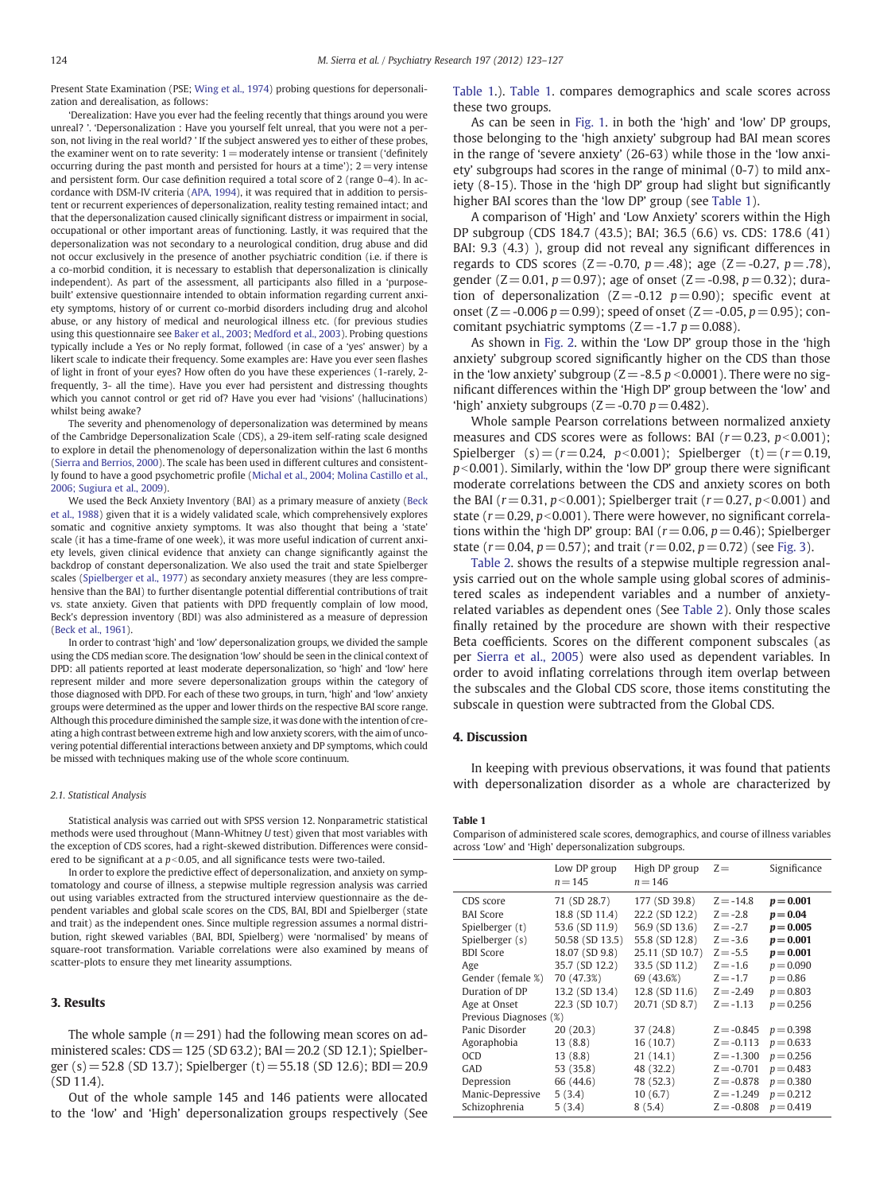Present State Examination (PSE; Wing et al., 1974) probing questions for depersonalization and derealisation, as follows:

'Derealization: Have you ever had the feeling recently that things around you were unreal? '. 'Depersonalization : Have you yourself felt unreal, that you were not a person, not living in the real world? ' If the subject answered yes to either of these probes, the examiner went on to rate severity: 1 = moderately intense or transient ('definitely occurring during the past month and persisted for hours at a time'); 2 = very intense and persistent form. Our case definition required a total score of 2 (range 0–4). In accordance with DSM-IV criteria (APA, 1994), it was required that in addition to persistent or recurrent experiences of depersonalization, reality testing remained intact; and that the depersonalization caused clinically significant distress or impairment in social, occupational or other important areas of functioning. Lastly, it was required that the depersonalization was not secondary to a neurological condition, drug abuse and did not occur exclusively in the presence of another psychiatric condition (i.e. if there is a co-morbid condition, it is necessary to establish that depersonalization is clinically independent). As part of the assessment, all participants also filled in a 'purpose-built' extensive questionnaire intended to obtain information regarding current anxiety symptoms, history of or current co-morbid disorders including drug and alcohol abuse, or any history of medical and neurological illness etc. (for previous studies using this questionnaire see Baker et al., 2003; Medford et al., 2003). Probing questions typically include a Yes or No reply format, followed (in case of a 'yes' answer) by a likert scale to indicate their frequency. Some examples are: Have you ever seen flashes of light in front of your eyes? How often do you have these experiences (1-rarely, 2-frequently, 3- all the time). Have you ever had persistent and distressing thoughts which you cannot control or get rid of? Have you ever had 'visions' (hallucinations) whilst being awake?

The severity and phenomenology of depersonalization was determined by means of the Cambridge Depersonalization Scale (CDS), a 29-item self-rating scale designed to explore in detail the phenomenology of depersonalization within the last 6 months (Sierra and Berrios, 2000). The scale has been used in different cultures and consistently found to have a good psychometric profile (Michal et al., 2004; Molina Castillo et al., 2006; Sugiura et al., 2009).

We used the Beck Anxiety Inventory (BAI) as a primary measure of anxiety (Beck et al., 1988) given that it is a widely validated scale, which comprehensively explores somatic and cognitive anxiety symptoms. It was also thought that being a 'state' scale (it has a time-frame of one week), it was more useful indication of current anxiety levels, given clinical evidence that anxiety can change significantly against the backdrop of constant depersonalization. We also used the trait and state Spielberger scales (Spielberger et al., 1977) as secondary anxiety measures (they are less comprehensive than the BAI) to further disentangle potential differential contributions of trait vs. state anxiety. Given that patients with DPD frequently complain of low mood, Beck's depression inventory (BDI) was also administered as a measure of depression (Beck et al., 1961).

In order to contrast 'high' and 'low' depersonalization groups, we divided the sample using the CDS median score. The designation 'low' should be seen in the clinical context of DPD: all patients reported at least moderate depersonalization, so 'high' and 'low' here represent milder and more severe depersonalization groups within the category of those diagnosed with DPD. For each of these two groups, in turn, 'high' and 'low' anxiety groups were determined as the upper and lower thirds on the respective BAI score range. Although this procedure diminished the sample size, it was done with the intention of creating a high contrast between extreme high and low anxiety scorers, with the aim of uncovering potential differential interactions between anxiety and DP symptoms, which could be missed with techniques making use of the whole score continuum.

### 2.1. Statistical Analysis

Statistical analysis was carried out with SPSS version 12. Nonparametric statistical methods were used throughout (Mann-Whitney *U* test) given that most variables with the exception of CDS scores, had a right-skewed distribution. Differences were considered to be significant at a $p<0.05$, and all significance tests were two-tailed.

In order to explore the predictive effect of depersonalization, and anxiety on symptomatology and course of illness, a stepwise multiple regression analysis was carried out using variables extracted from the structured interview questionnaire as the dependent variables and global scale scores on the CDS, BAI, BDI and Spielberger (state and trait) as the independent ones. Since multiple regression assumes a normal distribution, right skewed variables (BAI, BDI, Spielberg) were 'normalised' by means of square-root transformation. Variable correlations were also examined by means of scatter-plots to ensure they met linearity assumptions.

## 3. Results

The whole sample ($n=291$) had the following mean scores on administered scales: CDS = 125 (SD 63.2); BAI = 20.2 (SD 12.1); Spielberger (s) = 52.8 (SD 13.7); Spielberger (t) = 55.18 (SD 12.6); BDI = 20.9 (SD 11.4).

Out of the whole sample 145 and 146 patients were allocated to the 'low' and 'High' depersonalization groups respectively (See Table 1.). Table 1. compares demographics and scale scores across these two groups.

As can be seen in Fig. 1. in both the 'high' and 'low' DP groups, those belonging to the 'high anxiety' subgroup had BAI mean scores in the range of 'severe anxiety' (26-63) while those in the 'low anxiety' subgroups had scores in the range of minimal (0-7) to mild anxiety (8-15). Those in the 'high DP' group had slight but significantly higher BAI scores than the 'low DP' group (see Table 1).

A comparison of 'High' and 'Low Anxiety' scorers within the High DP subgroup (CDS 184.7 (43.5); BAI; 36.5 (6.6) vs. CDS: 178.6 (41) BAI: 9.3 (4.3) ), group did not reveal any significant differences in regards to CDS scores ($Z=-0.70$, $p=.48$); age ($Z=-0.27$, $p=.78$), gender ($Z=0.01$, $p=0.97$); age of onset ($Z=-0.98$, $p=0.32$); duration of depersonalization ($Z=-0.12$ $p=0.90$); specific event at onset ($Z=-0.006$ $p=0.99$); speed of onset ($Z=-0.05$, $p=0.95$); concomitant psychiatric symptoms ($Z=-1.7$ $p=0.088$).

As shown in Fig. 2. within the 'Low DP' group those in the 'high anxiety' subgroup scored significantly higher on the CDS than those in the 'low anxiety' subgroup ($Z=-8.5$ $p<0.0001$). There were no significant differences within the 'High DP' group between the 'low' and 'high' anxiety subgroups ($Z=-0.70$ $p=0.482$).

Whole sample Pearson correlations between normalized anxiety measures and CDS scores were as follows: BAI ($r=0.23$, $p<0.001$); Spielberger (s) = ($r=0.24$, $p<0.001$); Spielberger (t) = ($r=0.19$, $p<0.001$). Similarly, within the 'low DP' group there were significant moderate correlations between the CDS and anxiety scores on both the BAI ($r=0.31$, $p<0.001$); Spielberger trait ($r=0.27$, $p<0.001$) and state ($r=0.29$, $p<0.001$). There were however, no significant correlations within the 'high DP' group: BAI ($r=0.06$, $p=0.46$); Spielberger state ($r=0.04$, $p=0.57$); and trait ($r=0.02$, $p=0.72$) (see Fig. 3).

Table 2. shows the results of a stepwise multiple regression analysis carried out on the whole sample using global scores of administered scales as independent variables and a number of anxiety-related variables as dependent ones (See Table 2). Only those scales finally retained by the procedure are shown with their respective Beta coefficients. Scores on the different component subscales (as per Sierra et al., 2005) were also used as dependent variables. In order to avoid inflating correlations through item overlap between the subscales and the Global CDS score, those items constituting the subscale in question were subtracted from the Global CDS.

## 4. Discussion

In keeping with previous observations, it was found that patients with depersonalization disorder as a whole are characterized by

**Table 1**
Comparison of administered scale scores, demographics, and course of illness variables across 'Low' and 'High' depersonalization subgroups.

| | Low DP group $n=145$ | High DP group $n=146$ | Z= | Significance |
|---|---|---|---|---|
| CDS score | 71 (SD 28.7) | 177 (SD 39.8) | Z = -14.8 | **p = 0.001** |
| BAI Score | 18.8 (SD 11.4) | 22.2 (SD 12.2) | Z = -2.8 | **p = 0.04** |
| Spielberger (t) | 53.6 (SD 11.9) | 56.9 (SD 13.6) | Z = -2.7 | **p = 0.005** |
| Spielberger (s) | 50.58 (SD 13.5) | 55.8 (SD 12.8) | Z = -3.6 | **p = 0.001** |
| BDI Score | 18.07 (SD 9.8) | 25.11 (SD 10.7) | Z = -5.5 | **p = 0.001** |
| Age | 35.7 (SD 12.2) | 33.5 (SD 11.2) | Z = -1.6 | p = 0.090 |
| Gender (female %) | 70 (47.3%) | 69 (43.6%) | Z = -1.7 | p = 0.86 |
| Duration of DP | 13.2 (SD 13.4) | 12.8 (SD 11.6) | Z = -2.49 | p = 0.803 |
| Age at Onset | 22.3 (SD 10.7) | 20.71 (SD 8.7) | Z = -1.13 | p = 0.256 |
| Previous Diagnoses (%) | | | | |
| Panic Disorder | 20 (20.3) | 37 (24.8) | Z = -0.845 | p = 0.398 |
| Agoraphobia | 13 (8.8) | 16 (10.7) | Z = -0.113 | p = 0.633 |
| OCD | 13 (8.8) | 21 (14.1) | Z = -1.300 | p = 0.256 |
| GAD | 53 (35.8) | 48 (32.2) | Z = -0.701 | p = 0.483 |
| Depression | 66 (44.6) | 78 (52.3) | Z = -0.878 | p = 0.380 |
| Manic-Depressive | 5 (3.4) | 10 (6.7) | Z = -1.249 | p = 0.212 |
| Schizophrenia | 5 (3.4) | 8 (5.4) | Z = -0.808 | p = 0.419 |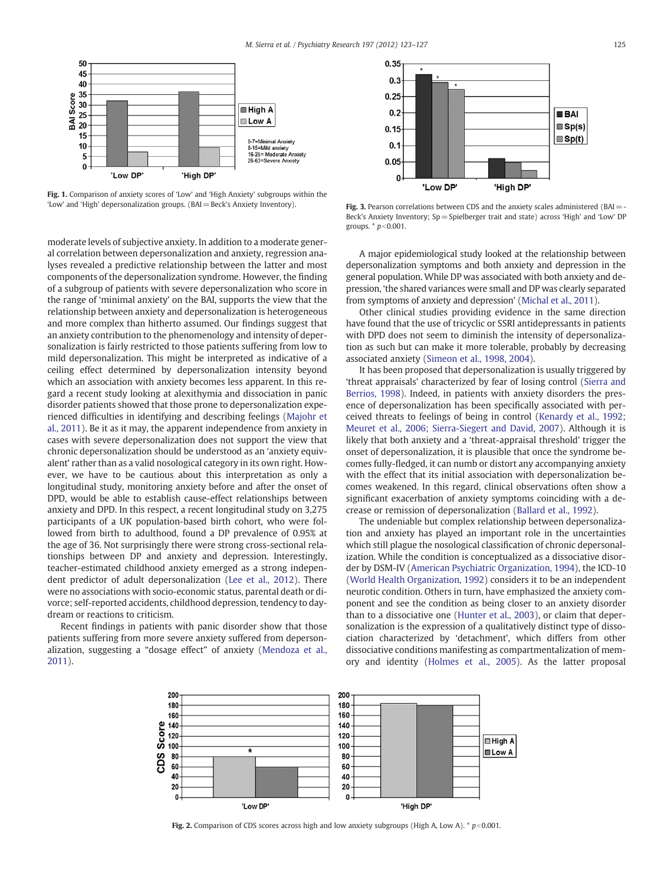Fig. 1. Comparison of anxiety scores of 'Low' and 'High Anxiety' subgroups within the 'Low' and 'High' depersonalization groups. (BAI = Beck's Anxiety Inventory).

Fig. 3. Pearson correlations between CDS and the anxiety scales administered (BAI = Beck's Anxiety Inventory; Sp = Spielberger trait and state) across 'High' and 'Low' DP groups. * $p<0.001$.

moderate levels of subjective anxiety. In addition to a moderate general correlation between depersonalization and anxiety, regression analyses revealed a predictive relationship between the latter and most components of the depersonalization syndrome. However, the finding of a subgroup of patients with severe depersonalization who score in the range of 'minimal anxiety' on the BAI, supports the view that the relationship between anxiety and depersonalization is heterogeneous and more complex than hitherto assumed. Our findings suggest that an anxiety contribution to the phenomenology and intensity of depersonalization is fairly restricted to those patients suffering from low to mild depersonalization. This might be interpreted as indicative of a ceiling effect determined by depersonalization intensity beyond which an association with anxiety becomes less apparent. In this regard a recent study looking at alexithymia and dissociation in panic disorder patients showed that those prone to depersonalization experienced difficulties in identifying and describing feelings (Majohr et al., 2011). Be it as it may, the apparent independence from anxiety in cases with severe depersonalization does not support the view that chronic depersonalization should be understood as an 'anxiety equivalent' rather than as a valid nosological category in its own right. However, we have to be cautious about this interpretation as only a longitudinal study, monitoring anxiety before and after the onset of DPD, would be able to establish cause-effect relationships between anxiety and DPD. In this respect, a recent longitudinal study on 3,275 participants of a UK population-based birth cohort, who were followed from birth to adulthood, found a DP prevalence of 0.95% at the age of 36. Not surprisingly there were strong cross-sectional relationships between DP and anxiety and depression. Interestingly, teacher-estimated childhood anxiety emerged as a strong independent predictor of adult depersonalization (Lee et al., 2012). There were no associations with socio-economic status, parental death or divorce; self-reported accidents, childhood depression, tendency to daydream or reactions to criticism.

Recent findings in patients with panic disorder show that those patients suffering from more severe anxiety suffered from depersonalization, suggesting a "dosage effect" of anxiety (Mendoza et al., 2011).

A major epidemiological study looked at the relationship between depersonalization symptoms and both anxiety and depression in the general population. While DP was associated with both anxiety and depression, 'the shared variances were small and DP was clearly separated from symptoms of anxiety and depression' (Michal et al., 2011).

Other clinical studies providing evidence in the same direction have found that the use of tricyclic or SSRI antidepressants in patients with DPD does not seem to diminish the intensity of depersonalization as such but can make it more tolerable, probably by decreasing associated anxiety (Simeon et al., 1998, 2004).

It has been proposed that depersonalization is usually triggered by 'threat appraisals' characterized by fear of losing control (Sierra and Berrios, 1998). Indeed, in patients with anxiety disorders the presence of depersonalization has been specifically associated with perceived threats to feelings of being in control (Kenardy et al., 1992; Meuret et al., 2006; Sierra-Siegert and David, 2007). Although it is likely that both anxiety and a 'threat-appraisal threshold' trigger the onset of depersonalization, it is plausible that once the syndrome becomes fully-fledged, it can numb or distort any accompanying anxiety with the effect that its initial association with depersonalization becomes weakened. In this regard, clinical observations often show a significant exacerbation of anxiety symptoms coinciding with a decrease or remission of depersonalization (Ballard et al., 1992).

The undeniable but complex relationship between depersonalization and anxiety has played an important role in the uncertainties which still plague the nosological classification of chronic depersonalization. While the condition is conceptualized as a dissociative disorder by DSM-IV (American Psychiatric Organization, 1994), the ICD-10 (World Health Organization, 1992) considers it to be an independent neurotic condition. Others in turn, have emphasized the anxiety component and see the condition as being closer to an anxiety disorder than to a dissociative one (Hunter et al., 2003), or claim that depersonalization is the expression of a qualitatively distinct type of dissociation characterized by 'detachment', which differs from other dissociative conditions manifesting as compartmentalization of memory and identity (Holmes et al., 2005). As the latter proposal

Fig. 2. Comparison of CDS scores across high and low anxiety subgroups (High A, Low A). * $p<0.001$.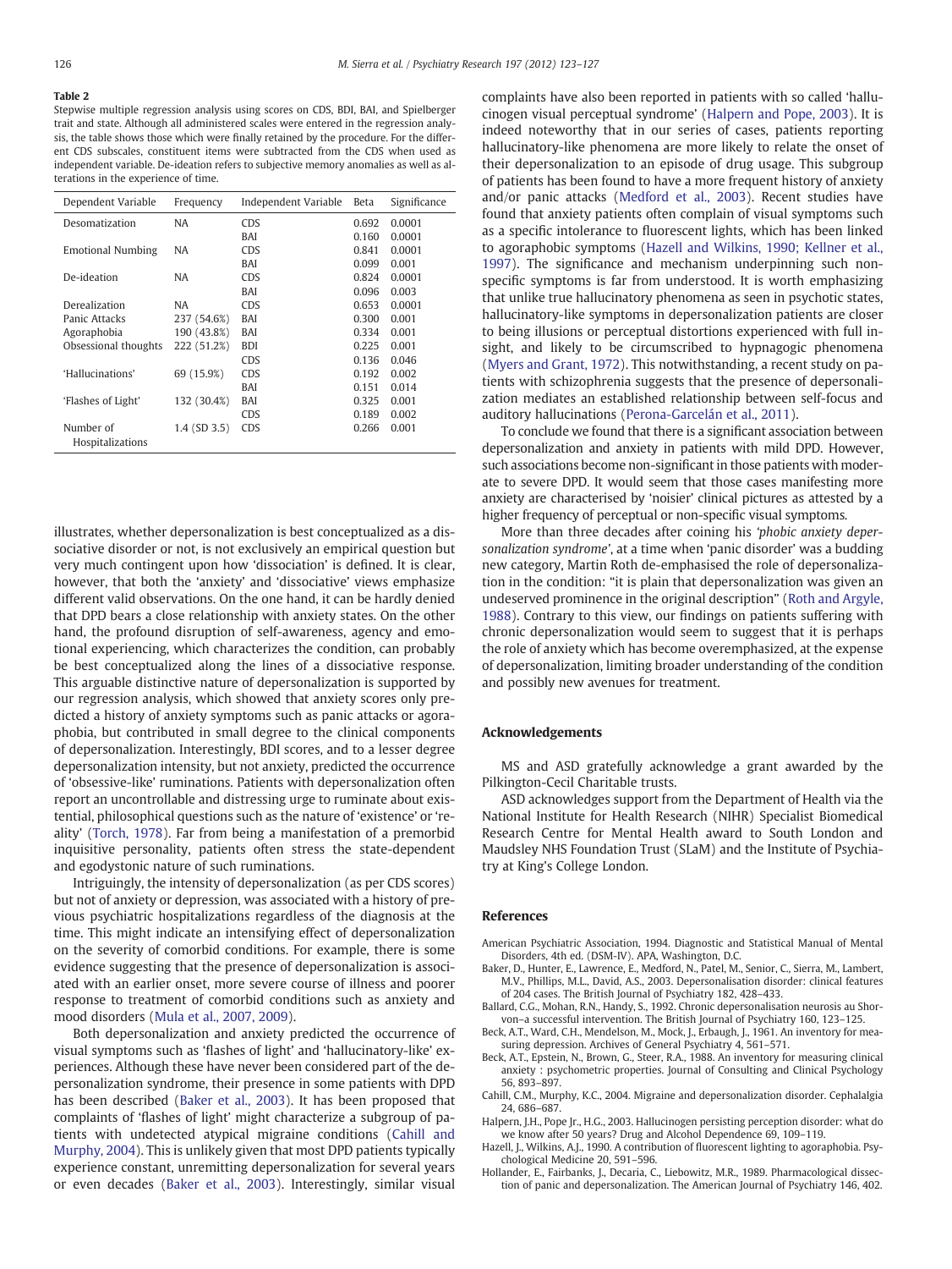**Table 2**
Stepwise multiple regression analysis using scores on CDS, BDI, BAI, and Spielberger trait and state. Although all administered scales were entered in the regression analysis, the table shows those which were finally retained by the procedure. For the different CDS subscales, constituent items were subtracted from the CDS when used as independent variable. De-ideation refers to subjective memory anomalies as well as alterations in the experience of time.

| Dependent Variable | Frequency | Independent Variable | Beta | Significance |
|---|---|---|---|---|
| Desomatization | NA | CDS | 0.692 | 0.0001 |
| | | BAI | 0.160 | 0.0001 |
| Emotional Numbing | NA | CDS | 0.841 | 0.0001 |
| | | BAI | 0.099 | 0.001 |
| De-ideation | NA | CDS | 0.824 | 0.0001 |
| | | BAI | 0.096 | 0.003 |
| Derealization | NA | CDS | 0.653 | 0.0001 |
| Panic Attacks | 237 (54.6%) | BAI | 0.300 | 0.001 |
| Agoraphobia | 190 (43.8%) | BAI | 0.334 | 0.001 |
| Obsessional thoughts | 222 (51.2%) | BDI | 0.225 | 0.001 |
| | | CDS | 0.136 | 0.046 |
| 'Hallucinations' | 69 (15.9%) | CDS | 0.192 | 0.002 |
| | | BAI | 0.151 | 0.014 |
| 'Flashes of Light' | 132 (30.4%) | BAI | 0.325 | 0.001 |
| | | CDS | 0.189 | 0.002 |
| Number of Hospitalizations | 1.4 (SD 3.5) | CDS | 0.266 | 0.001 |

illustrates, whether depersonalization is best conceptualized as a dissociative disorder or not, is not exclusively an empirical question but very much contingent upon how 'dissociation' is defined. It is clear, however, that both the 'anxiety' and 'dissociative' views emphasize different valid observations. On the one hand, it can be hardly denied that DPD bears a close relationship with anxiety states. On the other hand, the profound disruption of self-awareness, agency and emotional experiencing, which characterizes the condition, can probably be best conceptualized along the lines of a dissociative response. This arguable distinctive nature of depersonalization is supported by our regression analysis, which showed that anxiety scores only predicted a history of anxiety symptoms such as panic attacks or agoraphobia, but contributed in small degree to the clinical components of depersonalization. Interestingly, BDI scores, and to a lesser degree depersonalization intensity, but not anxiety, predicted the occurrence of 'obsessive-like' ruminations. Patients with depersonalization often report an uncontrollable and distressing urge to ruminate about existential, philosophical questions such as the nature of 'existence' or 'reality' (Torch, 1978). Far from being a manifestation of a premorbid inquisitive personality, patients often stress the state-dependent and egodystonic nature of such ruminations.

Intriguingly, the intensity of depersonalization (as per CDS scores) but not of anxiety or depression, was associated with a history of previous psychiatric hospitalizations regardless of the diagnosis at the time. This might indicate an intensifying effect of depersonalization on the severity of comorbid conditions. For example, there is some evidence suggesting that the presence of depersonalization is associated with an earlier onset, more severe course of illness and poorer response to treatment of comorbid conditions such as anxiety and mood disorders (Mula et al., 2007, 2009).

Both depersonalization and anxiety predicted the occurrence of visual symptoms such as 'flashes of light' and 'hallucinatory-like' experiences. Although these have never been considered part of the depersonalization syndrome, their presence in some patients with DPD has been described (Baker et al., 2003). It has been proposed that complaints of 'flashes of light' might characterize a subgroup of patients with undetected atypical migraine conditions (Cahill and Murphy, 2004). This is unlikely given that most DPD patients typically experience constant, unremitting depersonalization for several years or even decades (Baker et al., 2003). Interestingly, similar visual complaints have also been reported in patients with so called 'hallucinogen visual perceptual syndrome' (Halpern and Pope, 2003). It is indeed noteworthy that in our series of cases, patients reporting hallucinatory-like phenomena are more likely to relate the onset of their depersonalization to an episode of drug usage. This subgroup of patients has been found to have a more frequent history of anxiety and/or panic attacks (Medford et al., 2003). Recent studies have found that anxiety patients often complain of visual symptoms such as a specific intolerance to fluorescent lights, which has been linked to agoraphobic symptoms (Hazell and Wilkins, 1990; Kellner et al., 1997). The significance and mechanism underpinning such non-specific symptoms is far from understood. It is worth emphasizing that unlike true hallucinatory phenomena as seen in psychotic states, hallucinatory-like symptoms in depersonalization patients are closer to being illusions or perceptual distortions experienced with full insight, and likely to be circumscribed to hypnagogic phenomena (Myers and Grant, 1972). This notwithstanding, a recent study on patients with schizophrenia suggests that the presence of depersonalization mediates an established relationship between self-focus and auditory hallucinations (Perona-Garcelán et al., 2011).

To conclude we found that there is a significant association between depersonalization and anxiety in patients with mild DPD. However, such associations become non-significant in those patients with moderate to severe DPD. It would seem that those cases manifesting more anxiety are characterised by 'noisier' clinical pictures as attested by a higher frequency of perceptual or non-specific visual symptoms.

More than three decades after coining his *'phobic anxiety depersonalization syndrome'*, at a time when 'panic disorder' was a budding new category, Martin Roth de-emphasised the role of depersonalization in the condition: "it is plain that depersonalization was given an undeserved prominence in the original description" (Roth and Argyle, 1988). Contrary to this view, our findings on patients suffering with chronic depersonalization would seem to suggest that it is perhaps the role of anxiety which has become overemphasized, at the expense of depersonalization, limiting broader understanding of the condition and possibly new avenues for treatment.

## Acknowledgements

MS and ASD gratefully acknowledge a grant awarded by the Pilkington-Cecil Charitable trusts.

ASD acknowledges support from the Department of Health via the National Institute for Health Research (NIHR) Specialist Biomedical Research Centre for Mental Health award to South London and Maudsley NHS Foundation Trust (SLaM) and the Institute of Psychiatry at King's College London.

## References

American Psychiatric Association, 1994. Diagnostic and Statistical Manual of Mental Disorders, 4th ed. (DSM-IV). APA, Washington, D.C.

Baker, D., Hunter, E., Lawrence, E., Medford, N., Patel, M., Senior, C., Sierra, M., Lambert, M.V., Phillips, M.L., David, A.S., 2003. Depersonalisation disorder: clinical features of 204 cases. The British Journal of Psychiatry 182, 428–433.

Ballard, C.G., Mohan, R.N., Handy, S., 1992. Chronic depersonalisation neurosis au Shorvon–a successful intervention. The British Journal of Psychiatry 160, 123–125.

Beck, A.T., Ward, C.H., Mendelson, M., Mock, J., Erbaugh, J., 1961. An inventory for measuring depression. Archives of General Psychiatry 4, 561–571.

Beck, A.T., Epstein, N., Brown, G., Steer, R.A., 1988. An inventory for measuring clinical anxiety : psychometric properties. Journal of Consulting and Clinical Psychology 56, 893–897.

Cahill, C.M., Murphy, K.C., 2004. Migraine and depersonalization disorder. Cephalalgia 24, 686–687.

Halpern, J.H., Pope Jr., H.G., 2003. Hallucinogen persisting perception disorder: what do we know after 50 years? Drug and Alcohol Dependence 69, 109–119.

Hazell, J., Wilkins, A.J., 1990. A contribution of fluorescent lighting to agoraphobia. Psychological Medicine 20, 591–596.

Hollander, E., Fairbanks, J., Decaria, C., Liebowitz, M.R., 1989. Pharmacological dissection of panic and depersonalization. The American Journal of Psychiatry 146, 402.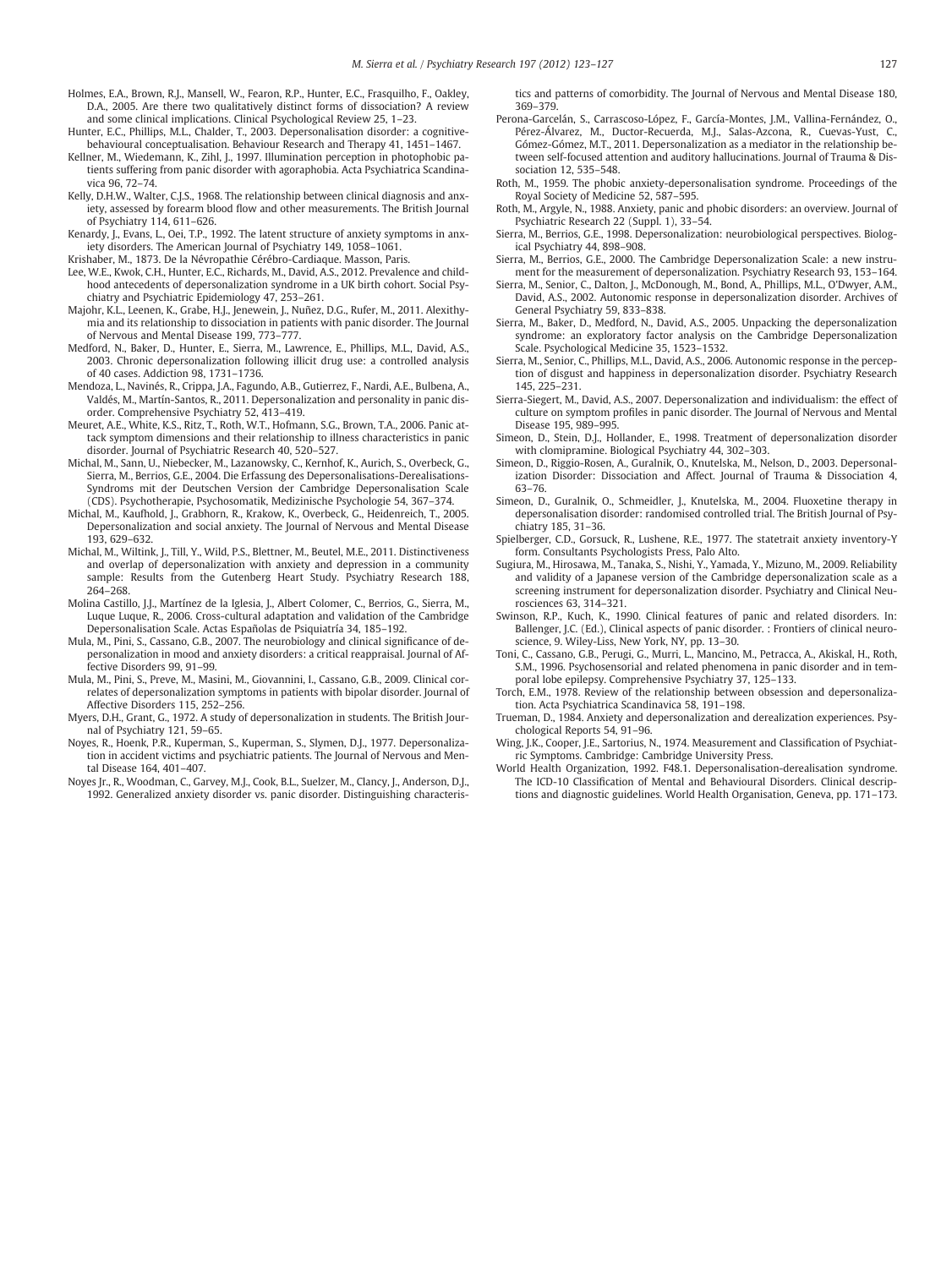Holmes, E.A., Brown, R.J., Mansell, W., Fearon, R.P., Hunter, E.C., Frasquilho, F., Oakley, D.A., 2005. Are there two qualitatively distinct forms of dissociation? A review and some clinical implications. Clinical Psychological Review 25, 1–23.

Hunter, E.C., Phillips, M.L., Chalder, T., 2003. Depersonalisation disorder: a cognitive-behavioural conceptualisation. Behaviour Research and Therapy 41, 1451–1467.

Kellner, M., Wiedemann, K., Zihl, J., 1997. Illumination perception in photophobic patients suffering from panic disorder with agoraphobia. Acta Psychiatrica Scandinavica 96, 72–74.

Kelly, D.H.W., Walter, C.J.S., 1968. The relationship between clinical diagnosis and anxiety, assessed by forearm blood flow and other measurements. The British Journal of Psychiatry 114, 611–626.

Kenardy, J., Evans, L., Oei, T.P., 1992. The latent structure of anxiety symptoms in anxiety disorders. The American Journal of Psychiatry 149, 1058–1061.

Krishaber, M., 1873. De la Névropathie Cérébro-Cardiaque. Masson, Paris.

Lee, W.E., Kwok, C.H., Hunter, E.C., Richards, M., David, A.S., 2012. Prevalence and childhood antecedents of depersonalization syndrome in a UK birth cohort. Social Psychiatry and Psychiatric Epidemiology 47, 253–261.

Majohr, K.L., Leenen, K., Grabe, H.J., Jenewein, J., Nuñez, D.G., Rufer, M., 2011. Alexithymia and its relationship to dissociation in patients with panic disorder. The Journal of Nervous and Mental Disease 199, 773–777.

Medford, N., Baker, D., Hunter, E., Sierra, M., Lawrence, E., Phillips, M.L., David, A.S., 2003. Chronic depersonalization following illicit drug use: a controlled analysis of 40 cases. Addiction 98, 1731–1736.

Mendoza, L., Navinés, R., Crippa, J.A., Fagundo, A.B., Gutierrez, F., Nardi, A.E., Bulbena, A., Valdés, M., Martín-Santos, R., 2011. Depersonalization and personality in panic disorder. Comprehensive Psychiatry 52, 413–419.

Meuret, A.E., White, K.S., Ritz, T., Roth, W.T., Hofmann, S.G., Brown, T.A., 2006. Panic attack symptom dimensions and their relationship to illness characteristics in panic disorder. Journal of Psychiatric Research 40, 520–527.

Michal, M., Sann, U., Niebecker, M., Lazanowsky, C., Kernhof, K., Aurich, S., Overbeck, G., Sierra, M., Berrios, G.E., 2004. Die Erfassung des Depersonalisations-Derealisations-Syndroms mit der Deutschen Version der Cambridge Depersonalisation Scale (CDS). Psychotherapie, Psychosomatik, Medizinische Psychologie 54, 367–374.

Michal, M., Kaufhold, J., Grabhorn, R., Krakow, K., Overbeck, G., Heidenreich, T., 2005. Depersonalization and social anxiety. The Journal of Nervous and Mental Disease 193, 629–632.

Michal, M., Wiltink, J., Till, Y., Wild, P.S., Blettner, M., Beutel, M.E., 2011. Distinctiveness and overlap of depersonalization with anxiety and depression in a community sample: Results from the Gutenberg Heart Study. Psychiatry Research 188, 264–268.

Molina Castillo, J.J., Martínez de la Iglesia, J., Albert Colomer, C., Berrios, G., Sierra, M., Luque Luque, R., 2006. Cross-cultural adaptation and validation of the Cambridge Depersonalisation Scale. Actas Españolas de Psiquiatría 34, 185–192.

Mula, M., Pini, S., Cassano, G.B., 2007. The neurobiology and clinical significance of depersonalization in mood and anxiety disorders: a critical reappraisal. Journal of Affective Disorders 99, 91–99.

Mula, M., Pini, S., Preve, M., Masini, M., Giovannini, I., Cassano, G.B., 2009. Clinical correlates of depersonalization symptoms in patients with bipolar disorder. Journal of Affective Disorders 115, 252–256.

Myers, D.H., Grant, G., 1972. A study of depersonalization in students. The British Journal of Psychiatry 121, 59–65.

Noyes, R., Hoenk, P.R., Kuperman, S., Kuperman, S., Slymen, D.J., 1977. Depersonalization in accident victims and psychiatric patients. The Journal of Nervous and Mental Disease 164, 401–407.

Noyes Jr., R., Woodman, C., Garvey, M.J., Cook, B.L., Suelzer, M., Clancy, J., Anderson, D.J., 1992. Generalized anxiety disorder vs. panic disorder. Distinguishing characteristics and patterns of comorbidity. The Journal of Nervous and Mental Disease 180, 369–379.

Perona-Garcelán, S., Carrascoso-López, F., García-Montes, J.M., Vallina-Fernández, O., Pérez-Álvarez, M., Ductor-Recuerda, M.J., Salas-Azcona, R., Cuevas-Yust, C., Gómez-Gómez, M.T., 2011. Depersonalization as a mediator in the relationship between self-focused attention and auditory hallucinations. Journal of Trauma & Dissociation 12, 535–548.

Roth, M., 1959. The phobic anxiety-depersonalisation syndrome. Proceedings of the Royal Society of Medicine 52, 587–595.

Roth, M., Argyle, N., 1988. Anxiety, panic and phobic disorders: an overview. Journal of Psychiatric Research 22 (Suppl. 1), 33–54.

Sierra, M., Berrios, G.E., 1998. Depersonalization: neurobiological perspectives. Biological Psychiatry 44, 898–908.

Sierra, M., Berrios, G.E., 2000. The Cambridge Depersonalization Scale: a new instrument for the measurement of depersonalization. Psychiatry Research 93, 153–164.

Sierra, M., Senior, C., Dalton, J., McDonough, M., Bond, A., Phillips, M.L., O'Dwyer, A.M., David, A.S., 2002. Autonomic response in depersonalization disorder. Archives of General Psychiatry 59, 833–838.

Sierra, M., Baker, D., Medford, N., David, A.S., 2005. Unpacking the depersonalization syndrome: an exploratory factor analysis on the Cambridge Depersonalization Scale. Psychological Medicine 35, 1523–1532.

Sierra, M., Senior, C., Phillips, M.L., David, A.S., 2006. Autonomic response in the perception of disgust and happiness in depersonalization disorder. Psychiatry Research 145, 225–231.

Sierra-Siegert, M., David, A.S., 2007. Depersonalization and individualism: the effect of culture on symptom profiles in panic disorder. The Journal of Nervous and Mental Disease 195, 989–995.

Simeon, D., Stein, D.J., Hollander, E., 1998. Treatment of depersonalization disorder with clomipramine. Biological Psychiatry 44, 302–303.

Simeon, D., Riggio-Rosen, A., Guralnik, O., Knutelska, M., Nelson, D., 2003. Depersonalization Disorder: Dissociation and Affect. Journal of Trauma & Dissociation 4, 63–76.

Simeon, D., Guralnik, O., Schmeidler, J., Knutelska, M., 2004. Fluoxetine therapy in depersonalisation disorder: randomised controlled trial. The British Journal of Psychiatry 185, 31–36.

Spielberger, C.D., Gorsuck, R., Lushene, R.E., 1977. The statetrait anxiety inventory-Y form. Consultants Psychologists Press, Palo Alto.

Sugiura, M., Hirosawa, M., Tanaka, S., Nishi, Y., Yamada, Y., Mizuno, M., 2009. Reliability and validity of a Japanese version of the Cambridge depersonalization scale as a screening instrument for depersonalization disorder. Psychiatry and Clinical Neurosciences 63, 314–321.

Swinson, R.P., Kuch, K., 1990. Clinical features of panic and related disorders. In: Ballenger, J.C. (Ed.), Clinical aspects of panic disorder. : Frontiers of clinical neuroscience, 9. Wiley-Liss, New York, NY, pp. 13–30.

Toni, C., Cassano, G.B., Perugi, G., Murri, L., Mancino, M., Petracca, A., Akiskal, H., Roth, S.M., 1996. Psychosensorial and related phenomena in panic disorder and in temporal lobe epilepsy. Comprehensive Psychiatry 37, 125–133.

Torch, E.M., 1978. Review of the relationship between obsession and depersonalization. Acta Psychiatrica Scandinavica 58, 191–198.

Trueman, D., 1984. Anxiety and depersonalization and derealization experiences. Psychological Reports 54, 91–96.

Wing, J.K., Cooper, J.E., Sartorius, N., 1974. Measurement and Classification of Psychiatric Symptoms. Cambridge: Cambridge University Press.

World Health Organization, 1992. F48.1. Depersonalisation-derealisation syndrome. The ICD-10 Classification of Mental and Behavioural Disorders. Clinical descriptions and diagnostic guidelines. World Health Organisation, Geneva, pp. 171–173.